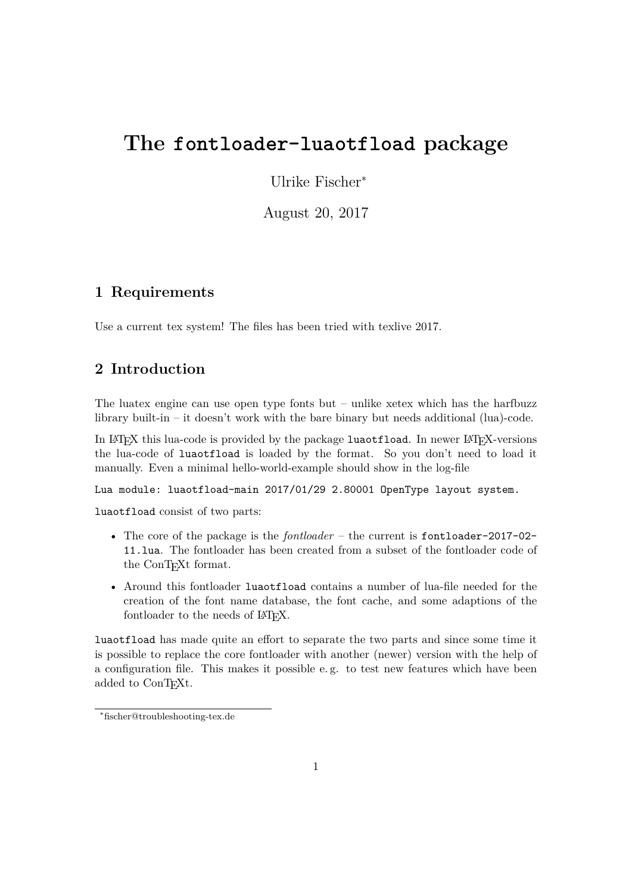# The `fontloader-luaotfload` package

Ulrike Fischer[*]

August 20, 2017

## 1 Requirements

Use a current tex system! The files has been tried with texlive 2017.

## 2 Introduction

The luatex engine can use open type fonts but – unlike xetex which has the harfbuzz library built-in – it doesn't work with the bare binary but needs additional (lua)-code.

In LaTeX this lua-code is provided by the package `luaotfload`. In newer LaTeX-versions the lua-code of `luaotfload` is loaded by the format. So you don't need to load it manually. Even a minimal hello-world-example should show in the log-file

```
Lua module: luaotfload-main 2017/01/29 2.80001 OpenType layout system.
```

`luaotfload` consist of two parts:

- The core of the package is the *fontloader* – the current is `fontloader-2017-02-11.lua`. The fontloader has been created from a subset of the fontloader code of the ConTeXt format.
- Around this fontloader `luaotfload` contains a number of lua-file needed for the creation of the font name database, the font cache, and some adaptions of the fontloader to the needs of LaTeX.

`luaotfload` has made quite an effort to separate the two parts and since some time it is possible to replace the core fontloader with another (newer) version with the help of a configuration file. This makes it possible e. g. to test new features which have been added to ConTeXt.

[*] fischer@troubleshooting-tex.de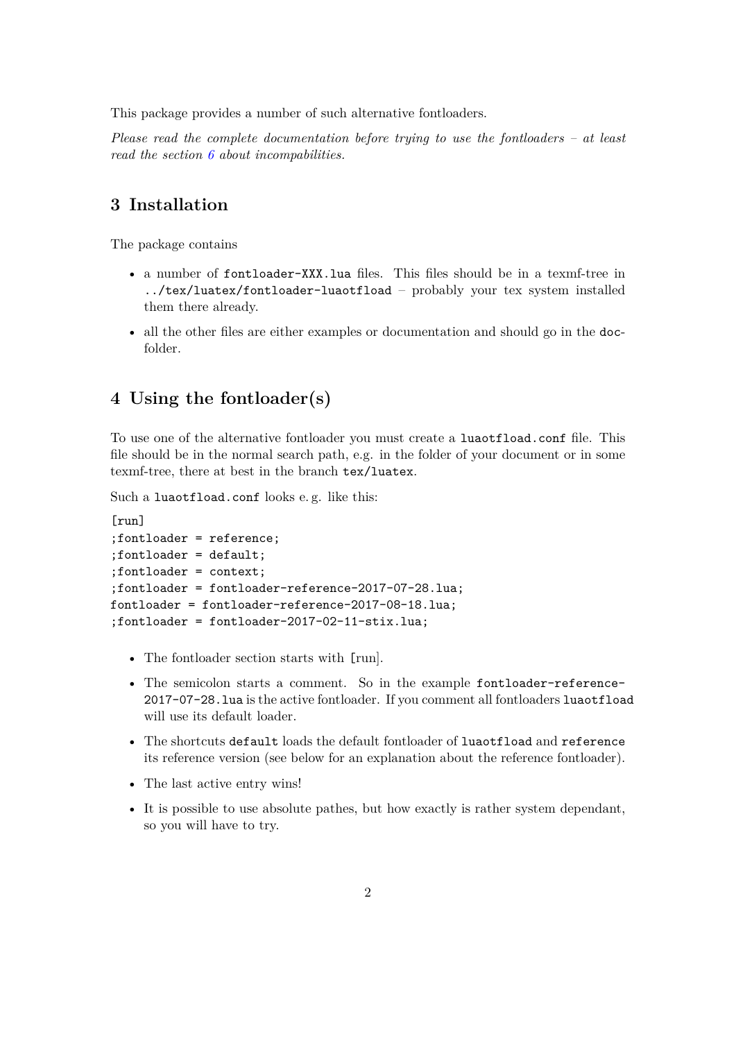This package provides a number of such alternative fontloaders.

*Please read the complete documentation before trying to use the fontloaders – at least read the section 6 about incompabilities.*

## 3 Installation

The package contains

- a number of `fontloader-XXX.lua` files. This files should be in a texmf-tree in `../tex/luatex/fontloader-luaotfload` – probably your tex system installed them there already.
- all the other files are either examples or documentation and should go in the `doc`-folder.

## 4 Using the fontloader(s)

To use one of the alternative fontloader you must create a `luaotfload.conf` file. This file should be in the normal search path, e.g. in the folder of your document or in some texmf-tree, there at best in the branch `tex/luatex`.

Such a `luaotfload.conf` looks e. g. like this:

```
[run]
;fontloader = reference;
;fontloader = default;
;fontloader = context;
;fontloader = fontloader-reference-2017-07-28.lua;
fontloader = fontloader-reference-2017-08-18.lua;
;fontloader = fontloader-2017-02-11-stix.lua;
```

- The fontloader section starts with [run].
- The semicolon starts a comment. So in the example `fontloader-reference-2017-07-28.lua` is the active fontloader. If you comment all fontloaders `luaotfload` will use its default loader.
- The shortcuts `default` loads the default fontloader of `luaotfload` and `reference` its reference version (see below for an explanation about the reference fontloader).
- The last active entry wins!
- It is possible to use absolute pathes, but how exactly is rather system dependant, so you will have to try.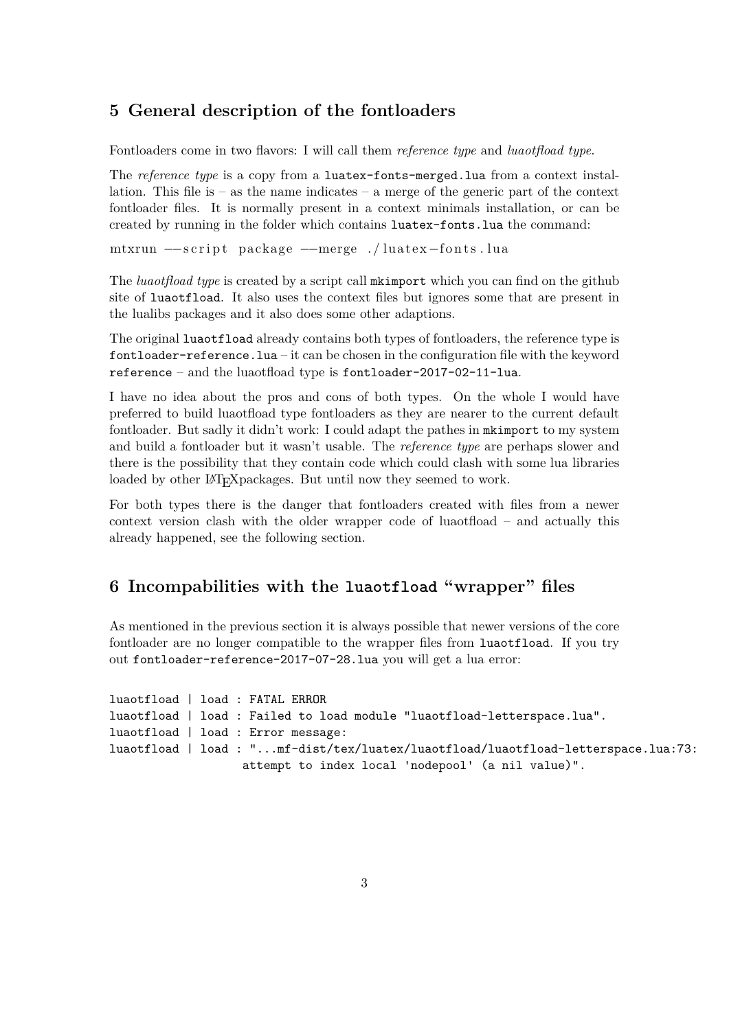## 5 General description of the fontloaders

Fontloaders come in two flavors: I will call them *reference type* and *luaotfload type*.

The *reference type* is a copy from a `luatex-fonts-merged.lua` from a context installation. This file is – as the name indicates – a merge of the generic part of the context fontloader files. It is normally present in a context minimals installation, or can be created by running in the folder which contains `luatex-fonts.lua` the command:

```
mtxrun --script package --merge ./luatex-fonts.lua
```

The *luaotfload type* is created by a script call `mkimport` which you can find on the github site of `luaotfload`. It also uses the context files but ignores some that are present in the lualibs packages and it also does some other adaptions.

The original `luaotfload` already contains both types of fontloaders, the reference type is `fontloader-reference.lua` – it can be chosen in the configuration file with the keyword `reference` – and the luaotfload type is `fontloader-2017-02-11-lua`.

I have no idea about the pros and cons of both types. On the whole I would have preferred to build luaotfload type fontloaders as they are nearer to the current default fontloader. But sadly it didn't work: I could adapt the pathes in `mkimport` to my system and build a fontloader but it wasn't usable. The *reference type* are perhaps slower and there is the possibility that they contain code which could clash with some lua libraries loaded by other LaTeXpackages. But until now they seemed to work.

For both types there is the danger that fontloaders created with files from a newer context version clash with the older wrapper code of luaotfload – and actually this already happened, see the following section.

## 6 Incompabilities with the `luaotfload` "wrapper" files

As mentioned in the previous section it is always possible that newer versions of the core fontloader are no longer compatible to the wrapper files from `luaotfload`. If you try out `fontloader-reference-2017-07-28.lua` you will get a lua error:

```
luaotfload | load : FATAL ERROR
luaotfload | load : Failed to load module "luaotfload-letterspace.lua".
luaotfload | load : Error message:
luaotfload | load : "...mf-dist/tex/luatex/luaotfload/luaotfload-letterspace.lua:73:
                    attempt to index local 'nodepool' (a nil value)".
```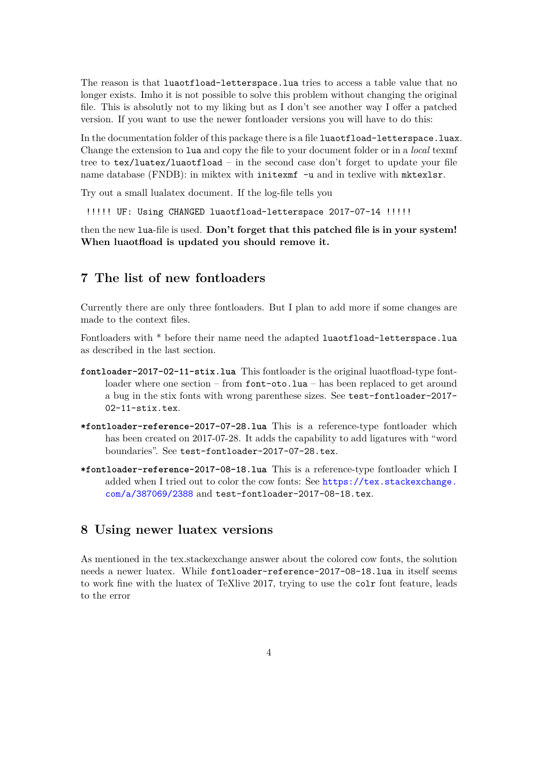The reason is that `luaotfload-letterspace.lua` tries to access a table value that no longer exists. Imho it is not possible to solve this problem without changing the original file. This is absolutly not to my liking but as I don't see another way I offer a patched version. If you want to use the newer fontloader versions you will have to do this:

In the documentation folder of this package there is a file `luaotfload-letterspace.luax`. Change the extension to `lua` and copy the file to your document folder or in a *local* texmf tree to `tex/luatex/luaotfload` – in the second case don't forget to update your file name database (FNDB): in miktex with `initexmf -u` and in texlive with `mktexlsr`.

Try out a small lualatex document. If the log-file tells you

```
!!!!! UF: Using CHANGED luaotfload-letterspace 2017-07-14 !!!!!
```

then the new `lua`-file is used. **Don't forget that this patched file is in your system! When luaotfload is updated you should remove it.**

## 7 The list of new fontloaders

Currently there are only three fontloaders. But I plan to add more if some changes are made to the context files.

Fontloaders with * before their name need the adapted `luaotfload-letterspace.lua` as described in the last section.

**`fontloader-2017-02-11-stix.lua`** This fontloader is the original luaotfload-type fontloader where one section – from `font-oto.lua` – has been replaced to get around a bug in the stix fonts with wrong parenthese sizes. See `test-fontloader-2017-02-11-stix.tex`.

**`*fontloader-reference-2017-07-28.lua`** This is a reference-type fontloader which has been created on 2017-07-28. It adds the capability to add ligatures with "word boundaries". See `test-fontloader-2017-07-28.tex`.

**`*fontloader-reference-2017-08-18.lua`** This is a reference-type fontloader which I added when I tried out to color the cow fonts: See https://tex.stackexchange.com/a/387069/2388 and `test-fontloader-2017-08-18.tex`.

## 8 Using newer luatex versions

As mentioned in the tex.stackexchange answer about the colored cow fonts, the solution needs a newer luatex. While `fontloader-reference-2017-08-18.lua` in itself seems to work fine with the luatex of TeXlive 2017, trying to use the `colr` font feature, leads to the error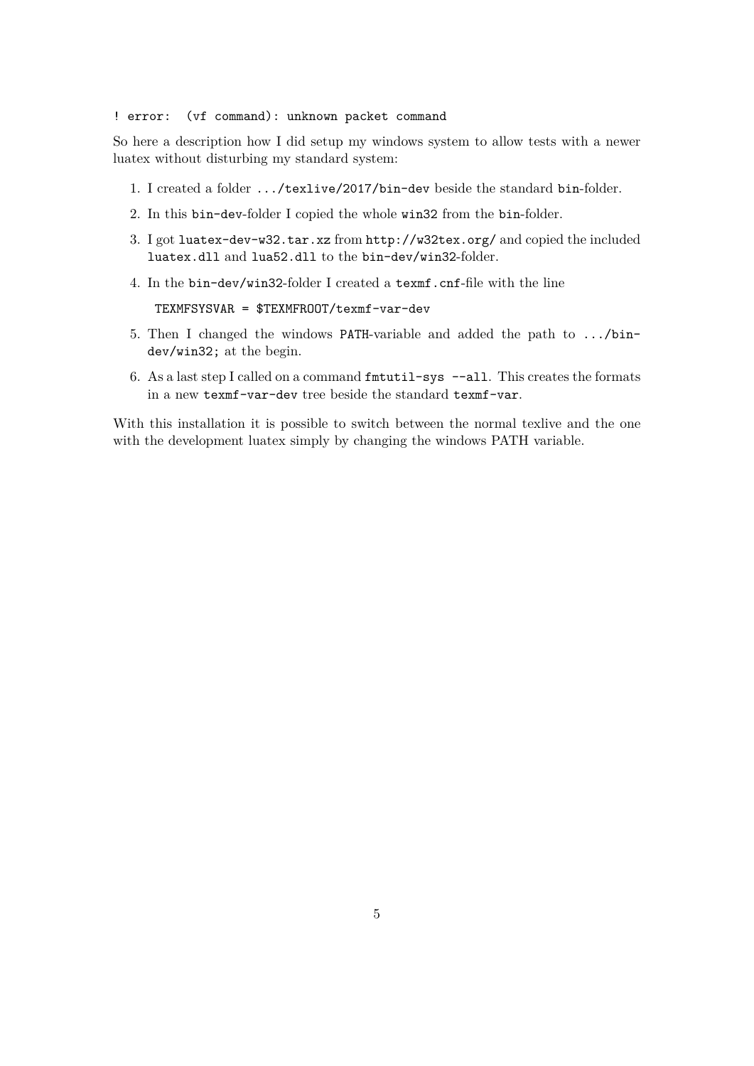```
! error:  (vf command): unknown packet command
```

So here a description how I did setup my windows system to allow tests with a newer luatex without disturbing my standard system:

1. I created a folder `.../texlive/2017/bin-dev` beside the standard `bin`-folder.
2. In this `bin-dev`-folder I copied the whole `win32` from the `bin`-folder.
3. I got `luatex-dev-w32.tar.xz` from `http://w32tex.org/` and copied the included `luatex.dll` and `lua52.dll` to the `bin-dev/win32`-folder.
4. In the `bin-dev/win32`-folder I created a `texmf.cnf`-file with the line

   ```
   TEXMFSYSVAR = $TEXMFROOT/texmf-var-dev
   ```

5. Then I changed the windows `PATH`-variable and added the path to `.../bin-dev/win32;` at the begin.
6. As a last step I called on a command `fmtutil-sys --all`. This creates the formats in a new `texmf-var-dev` tree beside the standard `texmf-var`.

With this installation it is possible to switch between the normal texlive and the one with the development luatex simply by changing the windows PATH variable.